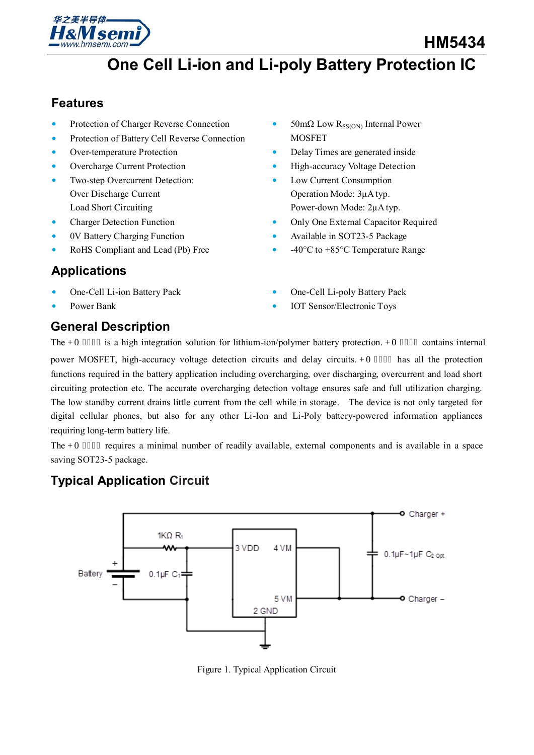# HM5434

## One Cell Li-ion and Li-poly Battery Protection IC

## Features

- Protection of Charger Reverse Connection
- Protection of Battery Cell Reverse Connection
- Over-temperature Protection
- Overcharge Current Protection
- Two-step Overcurrent Detection:
  Over Discharge Current
  Load Short Circuiting
- Charger Detection Function
- 0V Battery Charging Function
- RoHS Compliant and Lead (Pb) Free
- 50mΩ Low $R_{SS(ON)}$ Internal Power MOSFET
- Delay Times are generated inside
- High-accuracy Voltage Detection
- Low Current Consumption
  Operation Mode: 3μA typ.
  Power-down Mode: 2μA typ.
- Only One External Capacitor Required
- Available in SOT23-5 Package
- -40°C to +85°C Temperature Range

## Applications

- One-Cell Li-ion Battery Pack
- Power Bank
- One-Cell Li-poly Battery Pack
- IOT Sensor/Electronic Toys

## General Description

The HM5434 is a high integration solution for lithium-ion/polymer battery protection. HM5434 contains internal power MOSFET, high-accuracy voltage detection circuits and delay circuits. HM5434 has all the protection functions required in the battery application including overcharging, over discharging, overcurrent and load short circuiting protection etc. The accurate overcharging detection voltage ensures safe and full utilization charging. The low standby current drains little current from the cell while in storage. The device is not only targeted for digital cellular phones, but also for any other Li-Ion and Li-Poly battery-powered information appliances requiring long-term battery life.

The HM5434 requires a minimal number of readily available, external components and is available in a space saving SOT23-5 package.

## Typical Application Circuit

Figure 1. Typical Application Circuit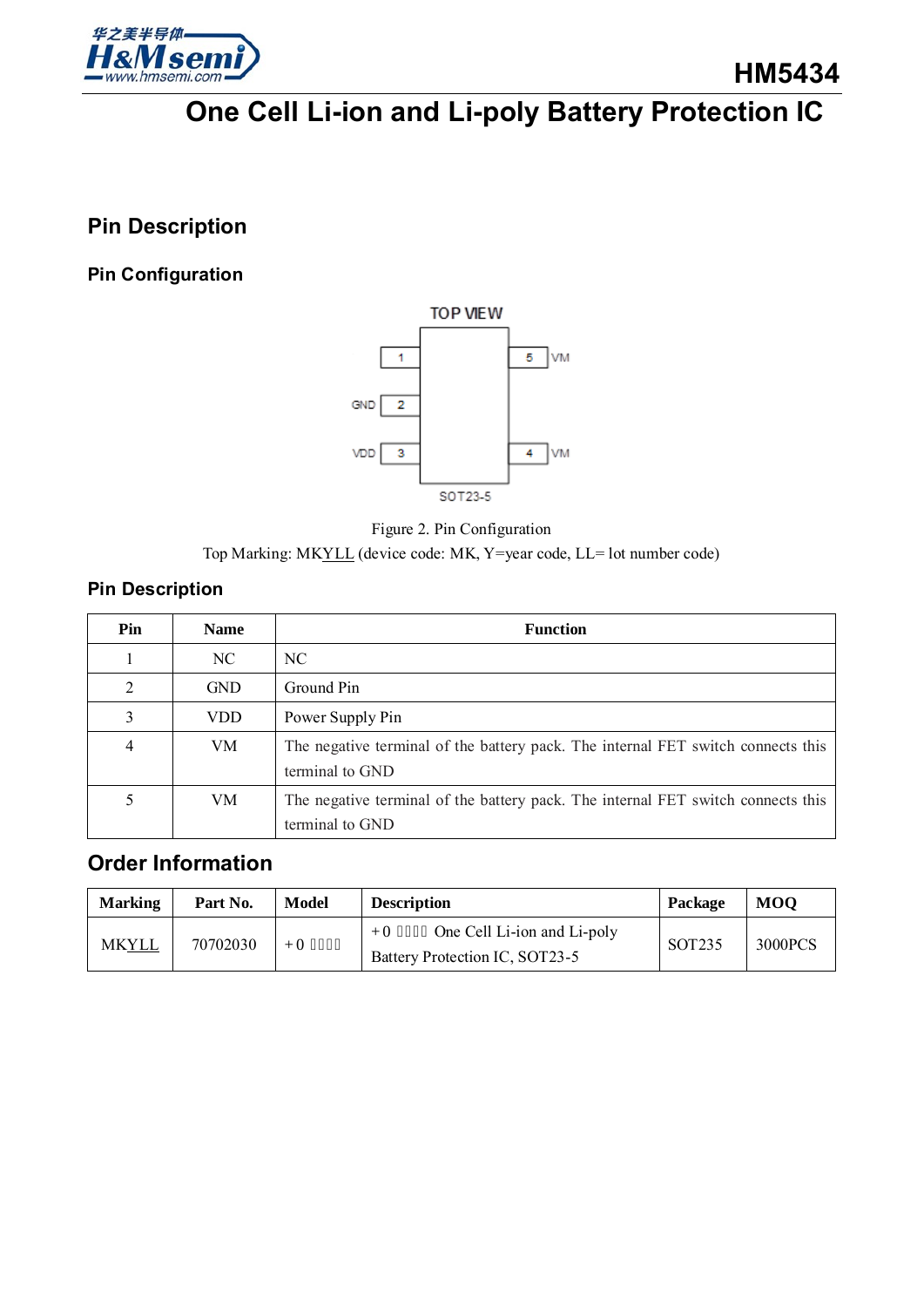# One Cell Li-ion and Li-poly Battery Protection IC

## Pin Description

### Pin Configuration

TOP VIEW

| | | |
|---|---|---|
| 1 | | 5 VM |
| GND 2 | | |
| VDD 3 | | 4 VM |

SOT23-5

Figure 2. Pin Configuration

Top Marking: MKYLL (device code: MK, Y=year code, LL= lot number code)

### Pin Description

| Pin | Name | Function |
|---|---|---|
| 1 | NC | NC |
| 2 | GND | Ground Pin |
| 3 | VDD | Power Supply Pin |
| 4 | VM | The negative terminal of the battery pack. The internal FET switch connects this terminal to GND |
| 5 | VM | The negative terminal of the battery pack. The internal FET switch connects this terminal to GND |

## Order Information

| Marking | Part No. | Model | Description | Package | MOQ |
|---|---|---|---|---|---|
| MKYLL | 70702030 | +0 ���� | +0 ���� One Cell Li-ion and Li-poly Battery Protection IC, SOT23-5 | SOT235 | 3000PCS |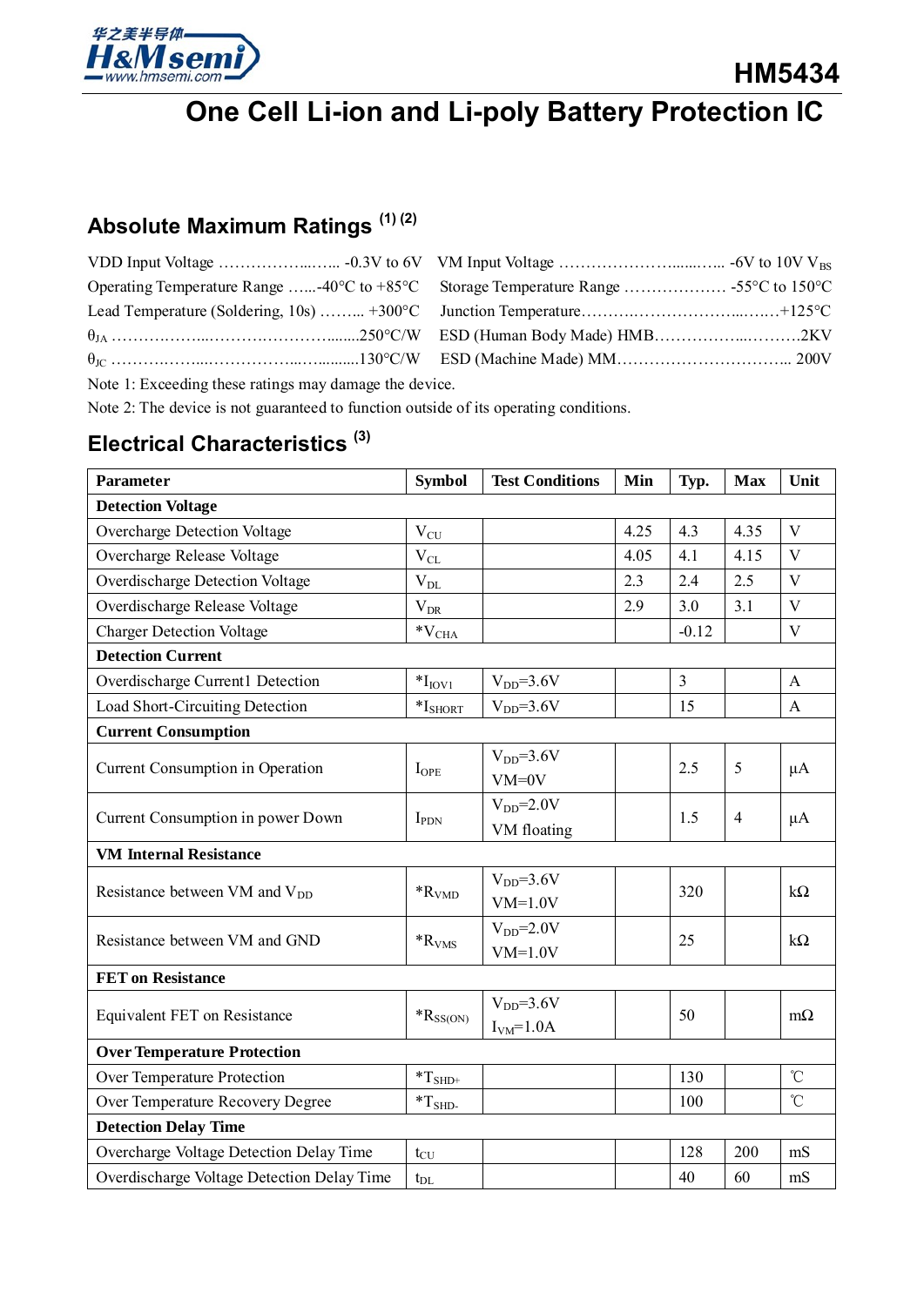# HM5434

## One Cell Li-ion and Li-poly Battery Protection IC

## Absolute Maximum Ratings (1) (2)

VDD Input Voltage ………………...….. -0.3V to 6V

VM Input Voltage …………………….......….. -6V to 10V $V_{BS}$

Operating Temperature Range …...-40°C to +85°C

Storage Temperature Range ………………. -55°C to 150°C

Lead Temperature (Soldering, 10s) ……... +300°C

Junction Temperature……….……………...…….+125°C

$\theta_{JA}$ ………………...……………………........250°C/W

ESD (Human Body Made) HMB……………...……….2KV

$\theta_{JC}$ ……………......…………….....….........130°C/W

ESD (Machine Made) MM………………………….. 200V

Note 1: Exceeding these ratings may damage the device.

Note 2: The device is not guaranteed to function outside of its operating conditions.

## Electrical Characteristics (3)

| Parameter | Symbol | Test Conditions | Min | Typ. | Max | Unit |
|---|---|---|---|---|---|---|
| **Detection Voltage** | | | | | | |
| Overcharge Detection Voltage | $V_{CU}$ | | 4.25 | 4.3 | 4.35 | V |
| Overcharge Release Voltage | $V_{CL}$ | | 4.05 | 4.1 | 4.15 | V |
| Overdischarge Detection Voltage | $V_{DL}$ | | 2.3 | 2.4 | 2.5 | V |
| Overdischarge Release Voltage | $V_{DR}$ | | 2.9 | 3.0 | 3.1 | V |
| Charger Detection Voltage | *$V_{CHA}$ | | | -0.12 | | V |
| **Detection Current** | | | | | | |
| Overdischarge Current1 Detection | *$I_{IOV1}$ | $V_{DD}$=3.6V | | 3 | | A |
| Load Short-Circuiting Detection | *$I_{SHORT}$ | $V_{DD}$=3.6V | | 15 | | A |
| **Current Consumption** | | | | | | |
| Current Consumption in Operation | $I_{OPE}$ | $V_{DD}$=3.6V VM=0V | | 2.5 | 5 | μA |
| Current Consumption in power Down | $I_{PDN}$ | $V_{DD}$=2.0V VM floating | | 1.5 | 4 | μA |
| **VM Internal Resistance** | | | | | | |
| Resistance between VM and $V_{DD}$ | *$R_{VMD}$ | $V_{DD}$=3.6V VM=1.0V | | 320 | | kΩ |
| Resistance between VM and GND | *$R_{VMS}$ | $V_{DD}$=2.0V VM=1.0V | | 25 | | kΩ |
| **FET on Resistance** | | | | | | |
| Equivalent FET on Resistance | *$R_{SS(ON)}$ | $V_{DD}$=3.6V $I_{VM}$=1.0A | | 50 | | mΩ |
| **Over Temperature Protection** | | | | | | |
| Over Temperature Protection | *$T_{SHD+}$ | | | 130 | | ℃ |
| Over Temperature Recovery Degree | *$T_{SHD-}$ | | | 100 | | ℃ |
| **Detection Delay Time** | | | | | | |
| Overcharge Voltage Detection Delay Time | $t_{CU}$ | | | 128 | 200 | mS |
| Overdischarge Voltage Detection Delay Time | $t_{DL}$ | | | 40 | 60 | mS |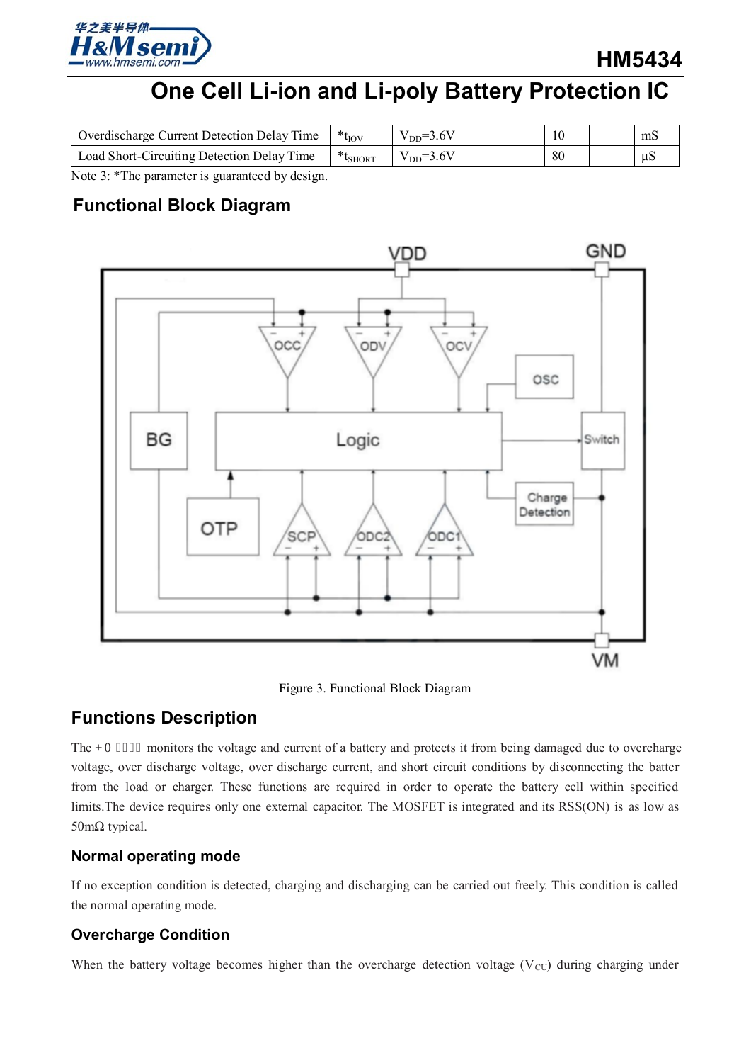| Overdischarge Current Detection Delay Time | *$t_{IOV}$ | $V_{DD}$=3.6V | | 10 | | mS |
|---|---|---|---|---|---|---|
| Load Short-Circuiting Detection Delay Time | *$t_{SHORT}$ | $V_{DD}$=3.6V | | 80 | | μS |

Note 3: *The parameter is guaranteed by design.

## Functional Block Diagram

Figure 3. Functional Block Diagram

## Functions Description

The +0 􀀀􀀀􀀀􀀀 monitors the voltage and current of a battery and protects it from being damaged due to overcharge voltage, over discharge voltage, over discharge current, and short circuit conditions by disconnecting the batter from the load or charger. These functions are required in order to operate the battery cell within specified limits.The device requires only one external capacitor. The MOSFET is integrated and its RSS(ON) is as low as 50mΩ typical.

### Normal operating mode

If no exception condition is detected, charging and discharging can be carried out freely. This condition is called the normal operating mode.

### Overcharge Condition

When the battery voltage becomes higher than the overcharge detection voltage ($V_{CU}$) during charging under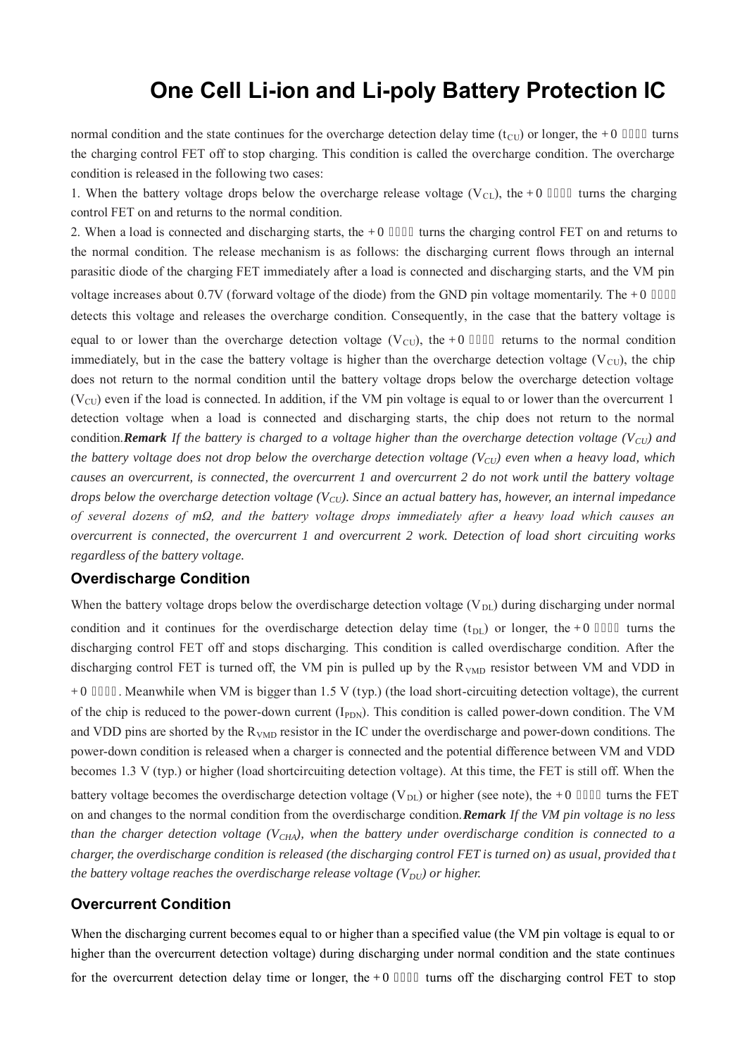normal condition and the state continues for the overcharge detection delay time ($t_{CU}$) or longer, the +0 ▯▯▯▯ turns the charging control FET off to stop charging. This condition is called the overcharge condition. The overcharge condition is released in the following two cases:

1. When the battery voltage drops below the overcharge release voltage ($V_{CL}$), the +0 ▯▯▯▯ turns the charging control FET on and returns to the normal condition.
2. When a load is connected and discharging starts, the +0 ▯▯▯▯ turns the charging control FET on and returns to the normal condition. The release mechanism is as follows: the discharging current flows through an internal parasitic diode of the charging FET immediately after a load is connected and discharging starts, and the VM pin voltage increases about 0.7V (forward voltage of the diode) from the GND pin voltage momentarily. The +0 ▯▯▯▯ detects this voltage and releases the overcharge condition. Consequently, in the case that the battery voltage is equal to or lower than the overcharge detection voltage ($V_{CU}$), the +0 ▯▯▯▯ returns to the normal condition immediately, but in the case the battery voltage is higher than the overcharge detection voltage ($V_{CU}$), the chip does not return to the normal condition until the battery voltage drops below the overcharge detection voltage ($V_{CU}$) even if the load is connected. In addition, if the VM pin voltage is equal to or lower than the overcurrent 1 detection voltage when a load is connected and discharging starts, the chip does not return to the normal condition.***Remark*** *If the battery is charged to a voltage higher than the overcharge detection voltage ($V_{CU}$) and the battery voltage does not drop below the overcharge detection voltage ($V_{CU}$) even when a heavy load, which causes an overcurrent, is connected, the overcurrent 1 and overcurrent 2 do not work until the battery voltage drops below the overcharge detection voltage ($V_{CU}$). Since an actual battery has, however, an internal impedance of several dozens of mΩ, and the battery voltage drops immediately after a heavy load which causes an overcurrent is connected, the overcurrent 1 and overcurrent 2 work. Detection of load short circuiting works regardless of the battery voltage.*

### Overdischarge Condition

When the battery voltage drops below the overdischarge detection voltage ($V_{DL}$) during discharging under normal condition and it continues for the overdischarge detection delay time ($t_{DL}$) or longer, the +0 ▯▯▯▯ turns the discharging control FET off and stops discharging. This condition is called overdischarge condition. After the discharging control FET is turned off, the VM pin is pulled up by the $R_{VMD}$ resistor between VM and VDD in +0 ▯▯▯▯. Meanwhile when VM is bigger than 1.5 V (typ.) (the load short-circuiting detection voltage), the current of the chip is reduced to the power-down current ($I_{PDN}$). This condition is called power-down condition. The VM and VDD pins are shorted by the $R_{VMD}$ resistor in the IC under the overdischarge and power-down conditions. The power-down condition is released when a charger is connected and the potential difference between VM and VDD becomes 1.3 V (typ.) or higher (load shortcircuiting detection voltage). At this time, the FET is still off. When the battery voltage becomes the overdischarge detection voltage ($V_{DL}$) or higher (see note), the +0 ▯▯▯▯ turns the FET on and changes to the normal condition from the overdischarge condition.***Remark*** *If the VM pin voltage is no less than the charger detection voltage ($V_{CHA}$), when the battery under overdischarge condition is connected to a charger, the overdischarge condition is released (the discharging control FET is turned on) as usual, provided that the battery voltage reaches the overdischarge release voltage ($V_{DU}$) or higher.*

### Overcurrent Condition

When the discharging current becomes equal to or higher than a specified value (the VM pin voltage is equal to or higher than the overcurrent detection voltage) during discharging under normal condition and the state continues for the overcurrent detection delay time or longer, the +0 ▯▯▯▯ turns off the discharging control FET to stop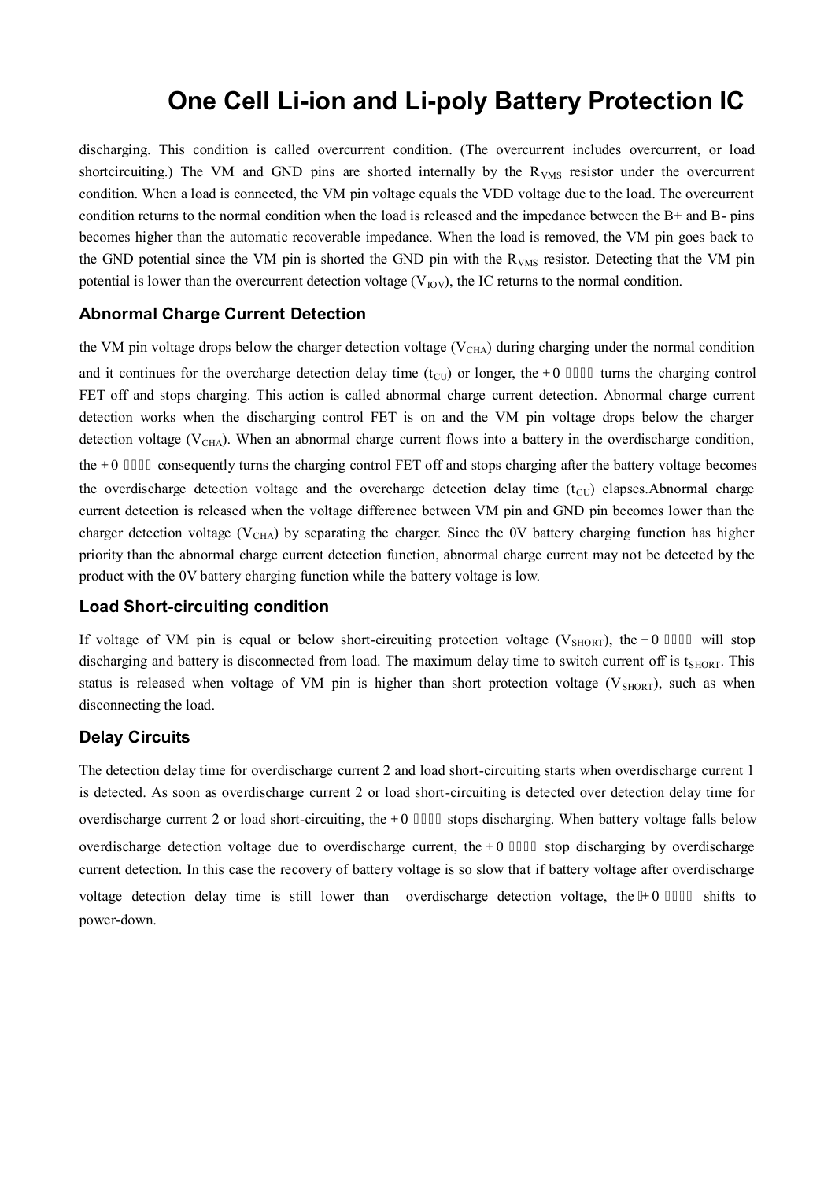discharging. This condition is called overcurrent condition. (The overcurrent includes overcurrent, or load shortcircuiting.) The VM and GND pins are shorted internally by the $R_{VMS}$ resistor under the overcurrent condition. When a load is connected, the VM pin voltage equals the VDD voltage due to the load. The overcurrent condition returns to the normal condition when the load is released and the impedance between the B+ and B- pins becomes higher than the automatic recoverable impedance. When the load is removed, the VM pin goes back to the GND potential since the VM pin is shorted the GND pin with the $R_{VMS}$ resistor. Detecting that the VM pin potential is lower than the overcurrent detection voltage ($V_{IOV}$), the IC returns to the normal condition.

### Abnormal Charge Current Detection

the VM pin voltage drops below the charger detection voltage ($V_{CHA}$) during charging under the normal condition and it continues for the overcharge detection delay time ($t_{CU}$) or longer, the +0 􀀀􀀀􀀀􀀀 turns the charging control FET off and stops charging. This action is called abnormal charge current detection. Abnormal charge current detection works when the discharging control FET is on and the VM pin voltage drops below the charger detection voltage ($V_{CHA}$). When an abnormal charge current flows into a battery in the overdischarge condition, the +0 􀀀􀀀􀀀􀀀 consequently turns the charging control FET off and stops charging after the battery voltage becomes the overdischarge detection voltage and the overcharge detection delay time ($t_{CU}$) elapses.Abnormal charge current detection is released when the voltage difference between VM pin and GND pin becomes lower than the charger detection voltage ($V_{CHA}$) by separating the charger. Since the 0V battery charging function has higher priority than the abnormal charge current detection function, abnormal charge current may not be detected by the product with the 0V battery charging function while the battery voltage is low.

### Load Short-circuiting condition

If voltage of VM pin is equal or below short-circuiting protection voltage ($V_{SHORT}$), the +0 􀀀􀀀􀀀􀀀 will stop discharging and battery is disconnected from load. The maximum delay time to switch current off is $t_{SHORT}$. This status is released when voltage of VM pin is higher than short protection voltage ($V_{SHORT}$), such as when disconnecting the load.

### Delay Circuits

The detection delay time for overdischarge current 2 and load short-circuiting starts when overdischarge current 1 is detected. As soon as overdischarge current 2 or load short-circuiting is detected over detection delay time for overdischarge current 2 or load short-circuiting, the +0 􀀀􀀀􀀀􀀀 stops discharging. When battery voltage falls below overdischarge detection voltage due to overdischarge current, the +0 􀀀􀀀􀀀􀀀 stop discharging by overdischarge current detection. In this case the recovery of battery voltage is so slow that if battery voltage after overdischarge voltage detection delay time is still lower than overdischarge detection voltage, the +0 􀀀􀀀􀀀􀀀 shifts to power-down.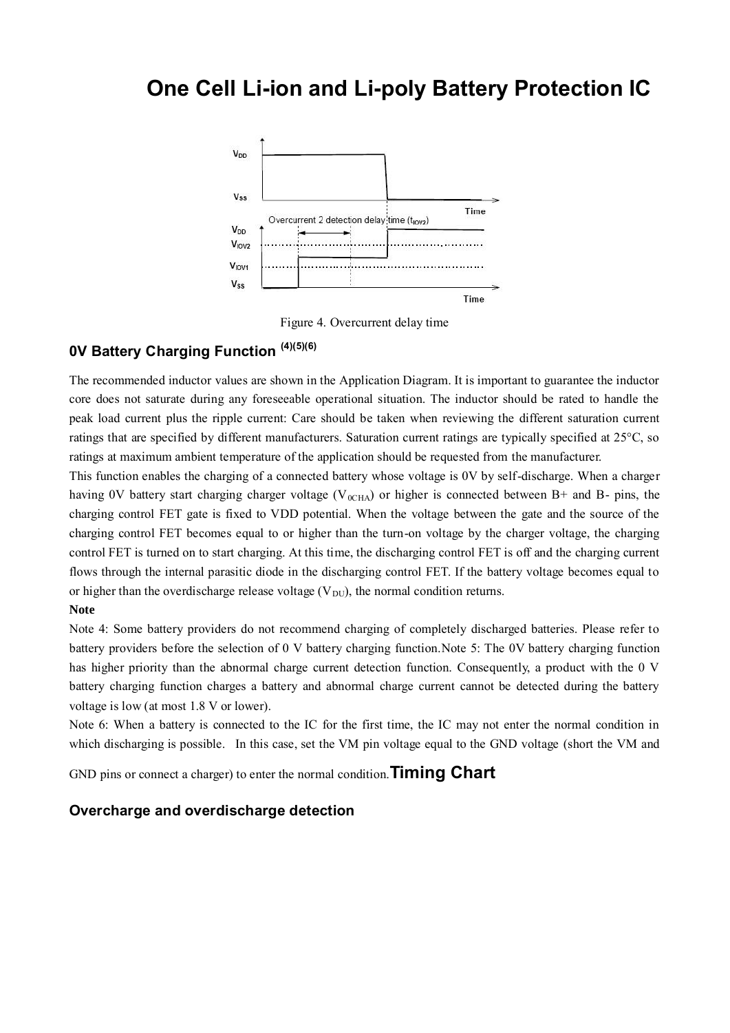# One Cell Li-ion and Li-poly Battery Protection IC

Figure 4. Overcurrent delay time

## 0V Battery Charging Function [(4)(5)(6)]

The recommended inductor values are shown in the Application Diagram. It is important to guarantee the inductor core does not saturate during any foreseeable operational situation. The inductor should be rated to handle the peak load current plus the ripple current: Care should be taken when reviewing the different saturation current ratings that are specified by different manufacturers. Saturation current ratings are typically specified at 25°C, so ratings at maximum ambient temperature of the application should be requested from the manufacturer.

This function enables the charging of a connected battery whose voltage is 0V by self-discharge. When a charger having 0V battery start charging charger voltage ($V_{0CHA}$) or higher is connected between B+ and B- pins, the charging control FET gate is fixed to VDD potential. When the voltage between the gate and the source of the charging control FET becomes equal to or higher than the turn-on voltage by the charger voltage, the charging control FET is turned on to start charging. At this time, the discharging control FET is off and the charging current flows through the internal parasitic diode in the discharging control FET. If the battery voltage becomes equal to or higher than the overdischarge release voltage ($V_{DU}$), the normal condition returns.

**Note**

Note 4: Some battery providers do not recommend charging of completely discharged batteries. Please refer to battery providers before the selection of 0 V battery charging function.Note 5: The 0V battery charging function has higher priority than the abnormal charge current detection function. Consequently, a product with the 0 V battery charging function charges a battery and abnormal charge current cannot be detected during the battery voltage is low (at most 1.8 V or lower).

Note 6: When a battery is connected to the IC for the first time, the IC may not enter the normal condition in which discharging is possible. In this case, set the VM pin voltage equal to the GND voltage (short the VM and GND pins or connect a charger) to enter the normal condition.

## Timing Chart

### Overcharge and overdischarge detection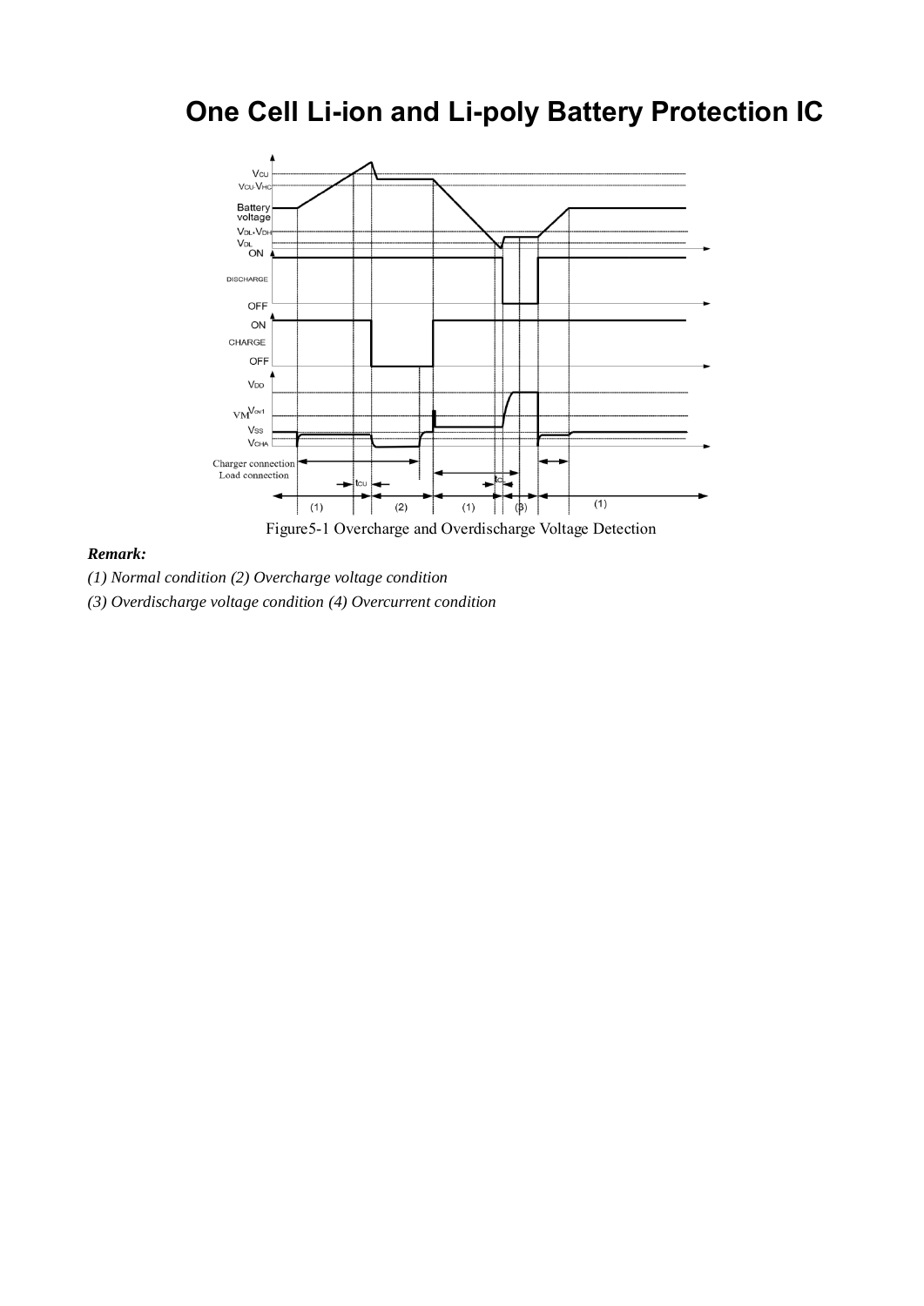# One Cell Li-ion and Li-poly Battery Protection IC

Figure5-1 Overcharge and Overdischarge Voltage Detection

***Remark:***

*(1) Normal condition (2) Overcharge voltage condition*

*(3) Overdischarge voltage condition (4) Overcurrent condition*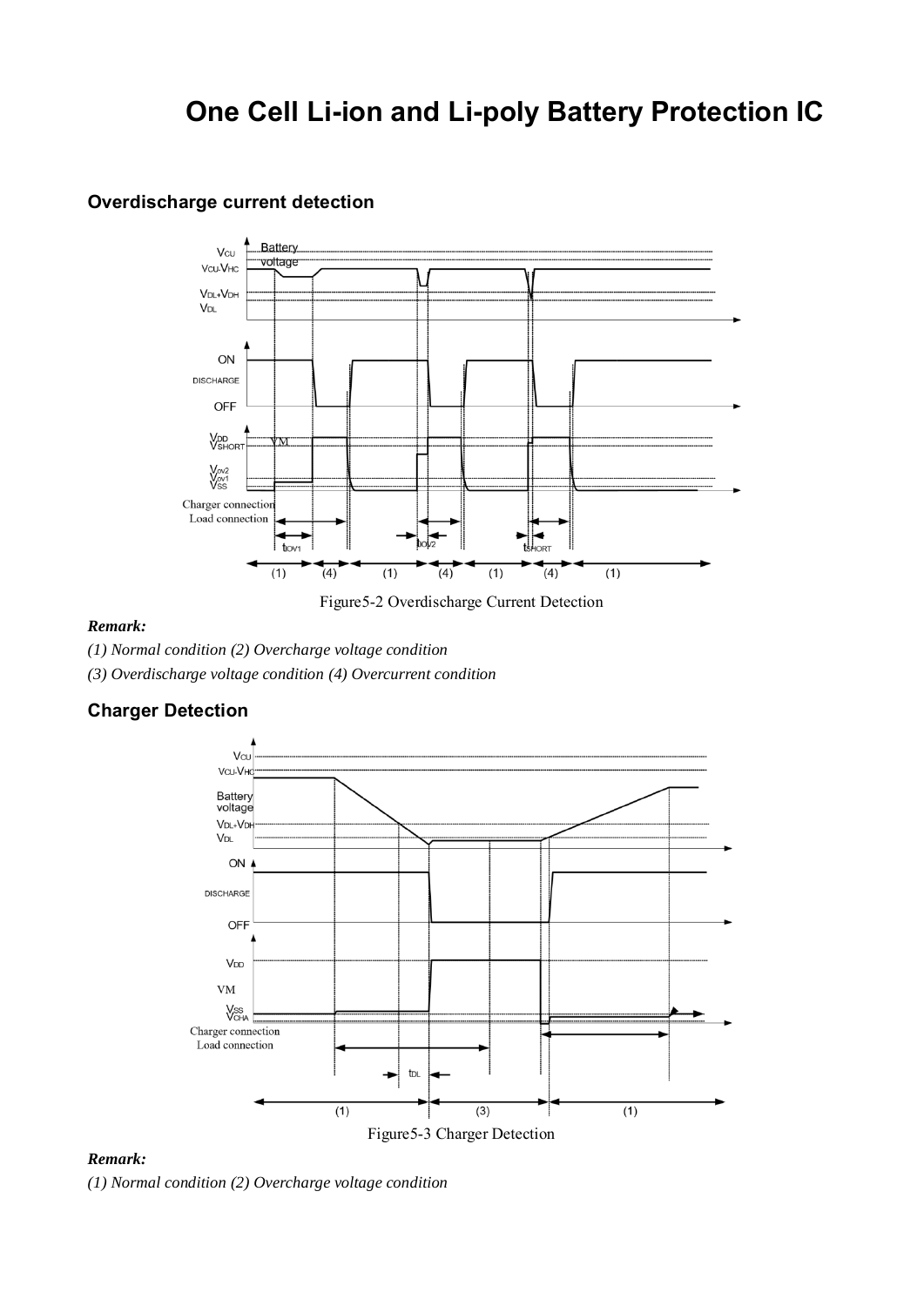# One Cell Li-ion and Li-poly Battery Protection IC

### Overdischarge current detection

Figure5-2 Overdischarge Current Detection

***Remark:***

*(1) Normal condition (2) Overcharge voltage condition*

*(3) Overdischarge voltage condition (4) Overcurrent condition*

### Charger Detection

Figure5-3 Charger Detection

***Remark:***

*(1) Normal condition (2) Overcharge voltage condition*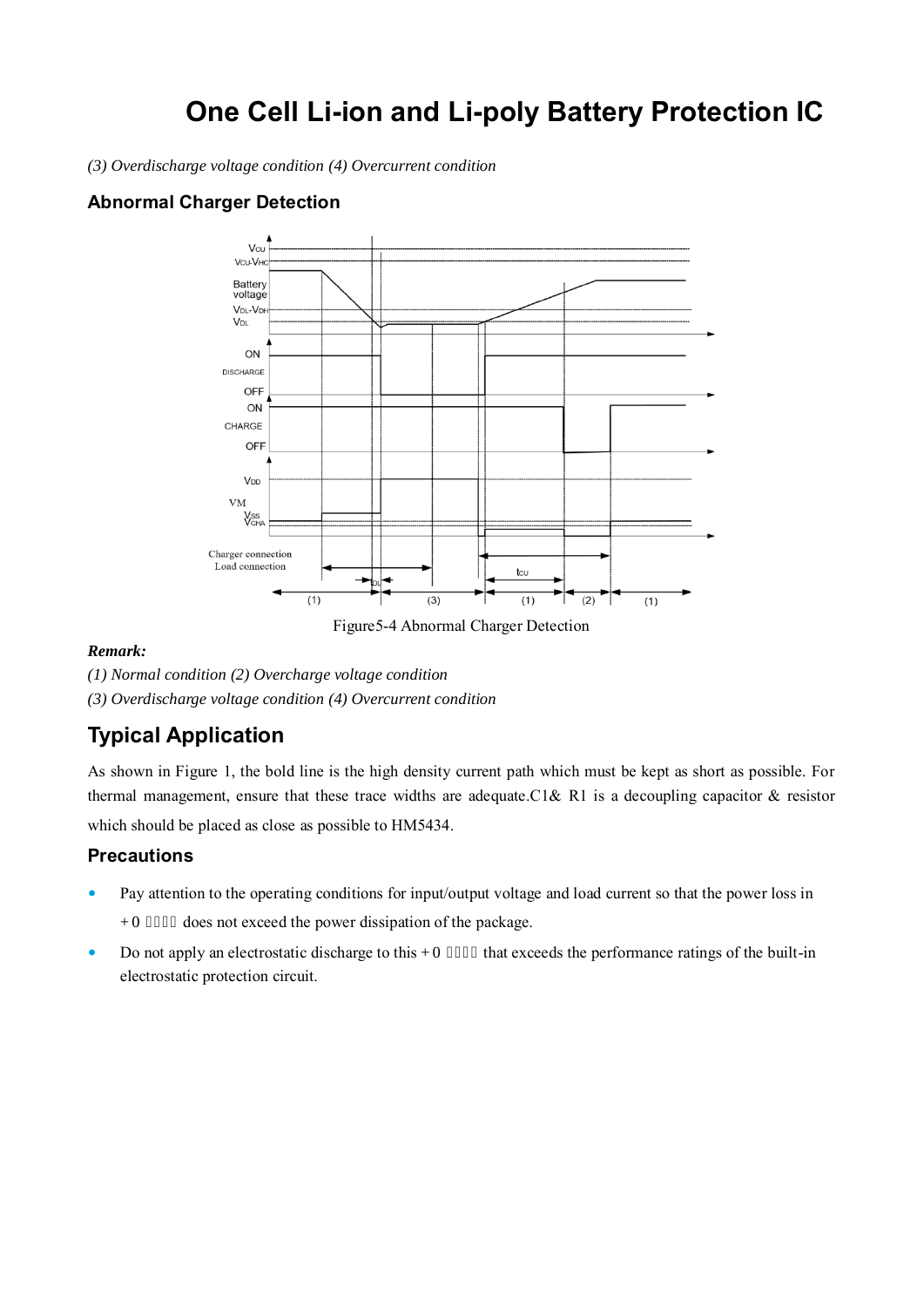# One Cell Li-ion and Li-poly Battery Protection IC

*(3) Overdischarge voltage condition (4) Overcurrent condition*

### Abnormal Charger Detection

Figure5-4 Abnormal Charger Detection

***Remark:***

*(1) Normal condition (2) Overcharge voltage condition*

*(3) Overdischarge voltage condition (4) Overcurrent condition*

## Typical Application

As shown in Figure 1, the bold line is the high density current path which must be kept as short as possible. For thermal management, ensure that these trace widths are adequate.C1& R1 is a decoupling capacitor & resistor which should be placed as close as possible to HM5434.

### Precautions

- Pay attention to the operating conditions for input/output voltage and load current so that the power loss in +0 does not exceed the power dissipation of the package.
- Do not apply an electrostatic discharge to this +0 that exceeds the performance ratings of the built-in electrostatic protection circuit.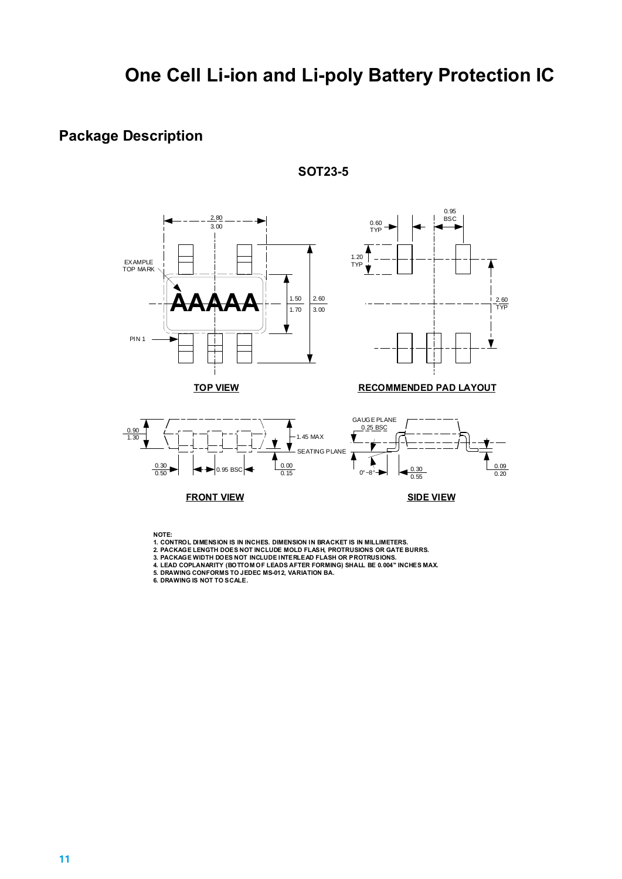# One Cell Li-ion and Li-poly Battery Protection IC

## Package Description

**SOT23-5**

2.80
3.00

EXAMPLE TOP MARK

AAAAA

1.50
1.70

2.60
3.00

PIN 1

**TOP VIEW**

0.95 BSC

0.60 TYP

1.20 TYP

2.60 TYP

**RECOMMENDED PAD LAYOUT**

0.90
1.30

1.45 MAX

SEATING PLANE

0.30
0.50

0.95 BSC

0.00
0.15

**FRONT VIEW**

GAUGE PLANE
0.25 BSC

0°~8°

0.30
0.55

0.09
0.20

**SIDE VIEW**

**NOTE:**
1. CONTROL DIMENSION IS IN INCHES. DIMENSION IN BRACKET IS IN MILLIMETERS.
2. PACKAGE LENGTH DOES NOT INCLUDE MOLD FLASH, PROTRUSIONS OR GATE BURRS.
3. PACKAGE WIDTH DOES NOT INCLUDE INTERLEAD FLASH OR PROTRUSIONS.
4. LEAD COPLANARITY (BOTTOM OF LEADS AFTER FORMING) SHALL BE 0.004" INCHES MAX.
5. DRAWING CONFORMS TO JEDEC MS-012, VARIATION BA.
6. DRAWING IS NOT TO SCALE.